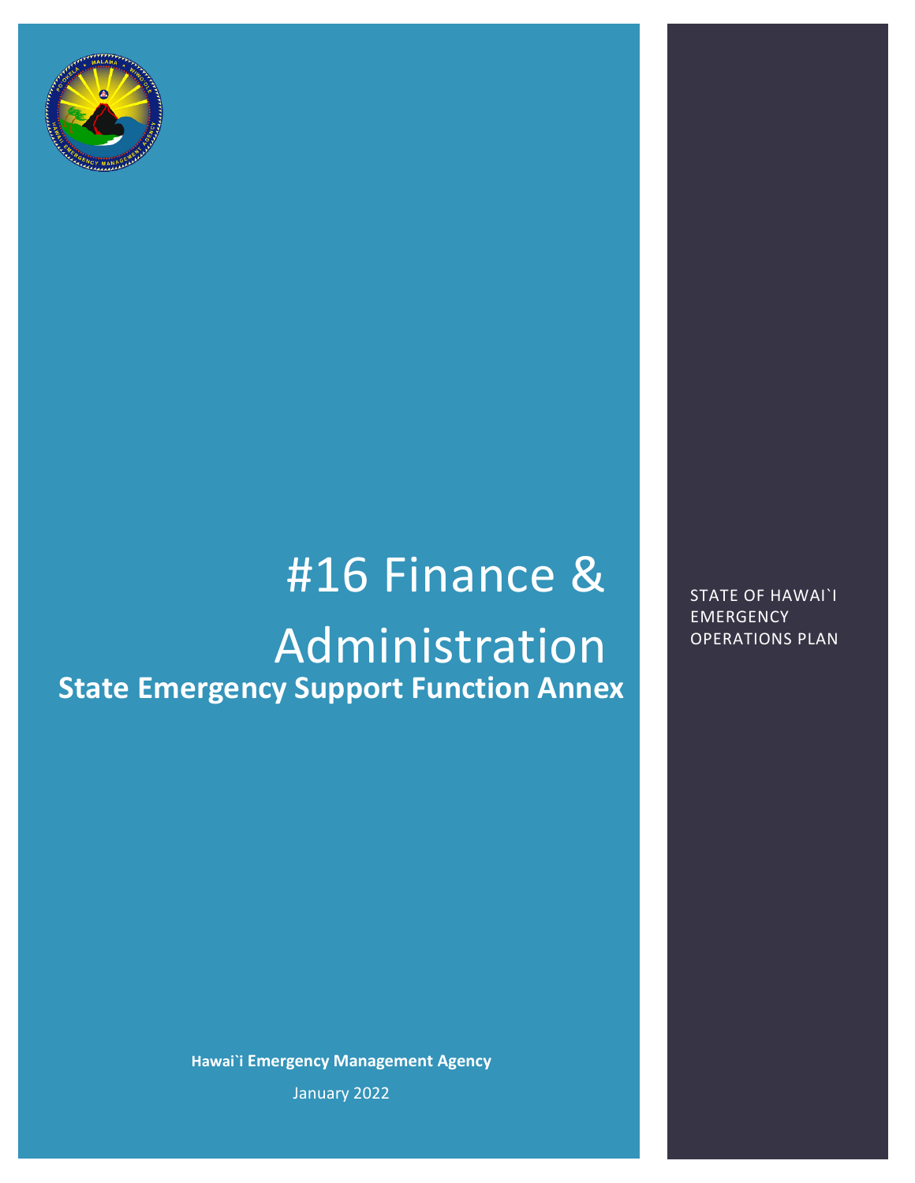# #16 Finance & Administration

## State Emergency Support Function Annex

STATE OF HAWAI`I EMERGENCY OPERATIONS PLAN

**Hawai`i Emergency Management Agency**

January 2022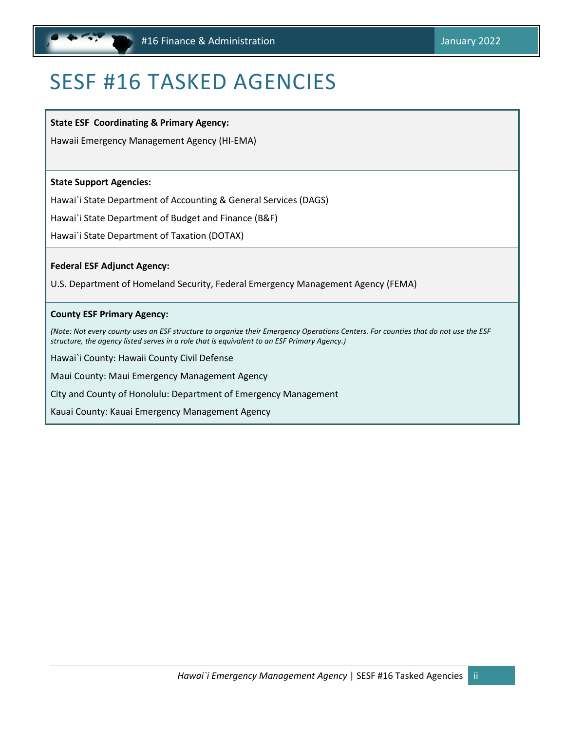# SESF #16 TASKED AGENCIES

**State ESF Coordinating & Primary Agency:**

Hawaii Emergency Management Agency (HI-EMA)

**State Support Agencies:**

Hawai`i State Department of Accounting & General Services (DAGS)

Hawai`i State Department of Budget and Finance (B&F)

Hawai`i State Department of Taxation (DOTAX)

**Federal ESF Adjunct Agency:**

U.S. Department of Homeland Security, Federal Emergency Management Agency (FEMA)

**County ESF Primary Agency:**

*(Note: Not every county uses an ESF structure to organize their Emergency Operations Centers. For counties that do not use the ESF structure, the agency listed serves in a role that is equivalent to an ESF Primary Agency.)*

Hawai`i County: Hawaii County Civil Defense

Maui County: Maui Emergency Management Agency

City and County of Honolulu: Department of Emergency Management

Kauai County: Kauai Emergency Management Agency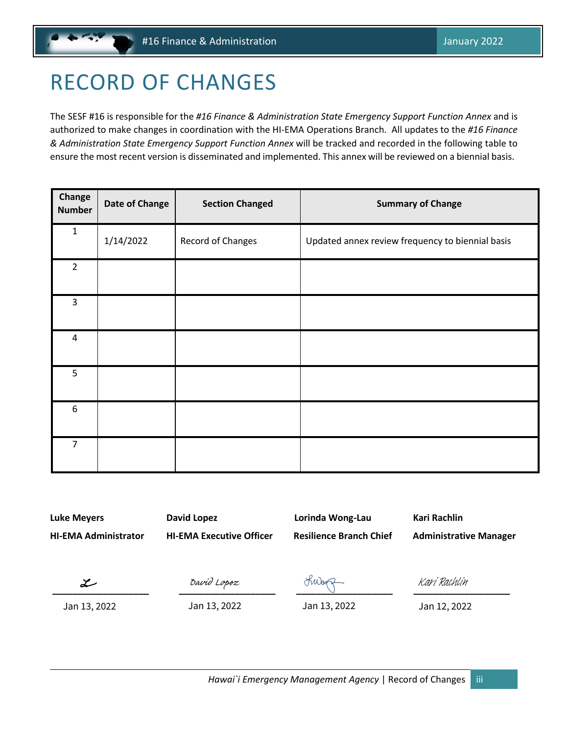# RECORD OF CHANGES

The SESF #16 is responsible for the *#16 Finance & Administration State Emergency Support Function Annex* and is authorized to make changes in coordination with the HI-EMA Operations Branch. All updates to the *#16 Finance & Administration State Emergency Support Function Annex* will be tracked and recorded in the following table to ensure the most recent version is disseminated and implemented. This annex will be reviewed on a biennial basis.

| Change Number | Date of Change | Section Changed | Summary of Change |
|---|---|---|---|
| 1 | 1/14/2022 | Record of Changes | Updated annex review frequency to biennial basis |
| 2 | | | |
| 3 | | | |
| 4 | | | |
| 5 | | | |
| 6 | | | |
| 7 | | | |

| **Luke Meyers** | **David Lopez** | **Lorinda Wong-Lau** | **Kari Rachlin** |
|---|---|---|---|
| **HI-EMA Administrator** | **HI-EMA Executive Officer** | **Resilience Branch Chief** | **Administrative Manager** |
| ________________ | David Lopez ________________ | ________________ | Kari Rachlin ________________ |
| Jan 13, 2022 | Jan 13, 2022 | Jan 13, 2022 | Jan 12, 2022 |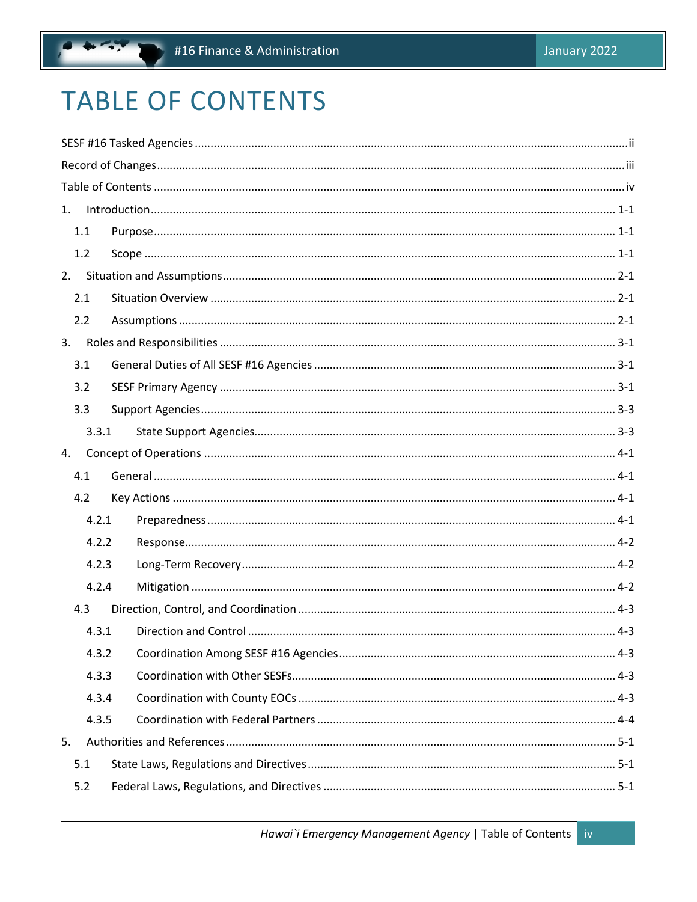# TABLE OF CONTENTS

SESF #16 Tasked Agencies ..... ii

Record of Changes ..... iii

Table of Contents ..... iv

1. Introduction ..... 1-1
   - 1.1 Purpose ..... 1-1
   - 1.2 Scope ..... 1-1
2. Situation and Assumptions ..... 2-1
   - 2.1 Situation Overview ..... 2-1
   - 2.2 Assumptions ..... 2-1
3. Roles and Responsibilities ..... 3-1
   - 3.1 General Duties of All SESF #16 Agencies ..... 3-1
   - 3.2 SESF Primary Agency ..... 3-1
   - 3.3 Support Agencies ..... 3-3
     - 3.3.1 State Support Agencies ..... 3-3
4. Concept of Operations ..... 4-1
   - 4.1 General ..... 4-1
   - 4.2 Key Actions ..... 4-1
     - 4.2.1 Preparedness ..... 4-1
     - 4.2.2 Response ..... 4-2
     - 4.2.3 Long-Term Recovery ..... 4-2
     - 4.2.4 Mitigation ..... 4-2
   - 4.3 Direction, Control, and Coordination ..... 4-3
     - 4.3.1 Direction and Control ..... 4-3
     - 4.3.2 Coordination Among SESF #16 Agencies ..... 4-3
     - 4.3.3 Coordination with Other SESFs ..... 4-3
     - 4.3.4 Coordination with County EOCs ..... 4-3
     - 4.3.5 Coordination with Federal Partners ..... 4-4
5. Authorities and References ..... 5-1
   - 5.1 State Laws, Regulations and Directives ..... 5-1
   - 5.2 Federal Laws, Regulations, and Directives ..... 5-1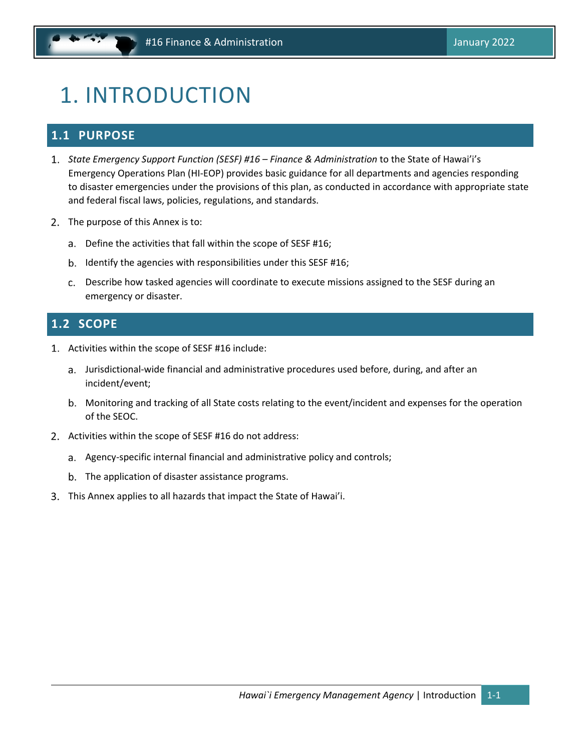# 1. INTRODUCTION

## 1.1 PURPOSE

1. *State Emergency Support Function (SESF) #16 – Finance & Administration* to the State of Hawai'i's Emergency Operations Plan (HI-EOP) provides basic guidance for all departments and agencies responding to disaster emergencies under the provisions of this plan, as conducted in accordance with appropriate state and federal fiscal laws, policies, regulations, and standards.

2. The purpose of this Annex is to:

   a. Define the activities that fall within the scope of SESF #16;

   b. Identify the agencies with responsibilities under this SESF #16;

   c. Describe how tasked agencies will coordinate to execute missions assigned to the SESF during an emergency or disaster.

## 1.2 SCOPE

1. Activities within the scope of SESF #16 include:

   a. Jurisdictional-wide financial and administrative procedures used before, during, and after an incident/event;

   b. Monitoring and tracking of all State costs relating to the event/incident and expenses for the operation of the SEOC.

2. Activities within the scope of SESF #16 do not address:

   a. Agency-specific internal financial and administrative policy and controls;

   b. The application of disaster assistance programs.

3. This Annex applies to all hazards that impact the State of Hawai'i.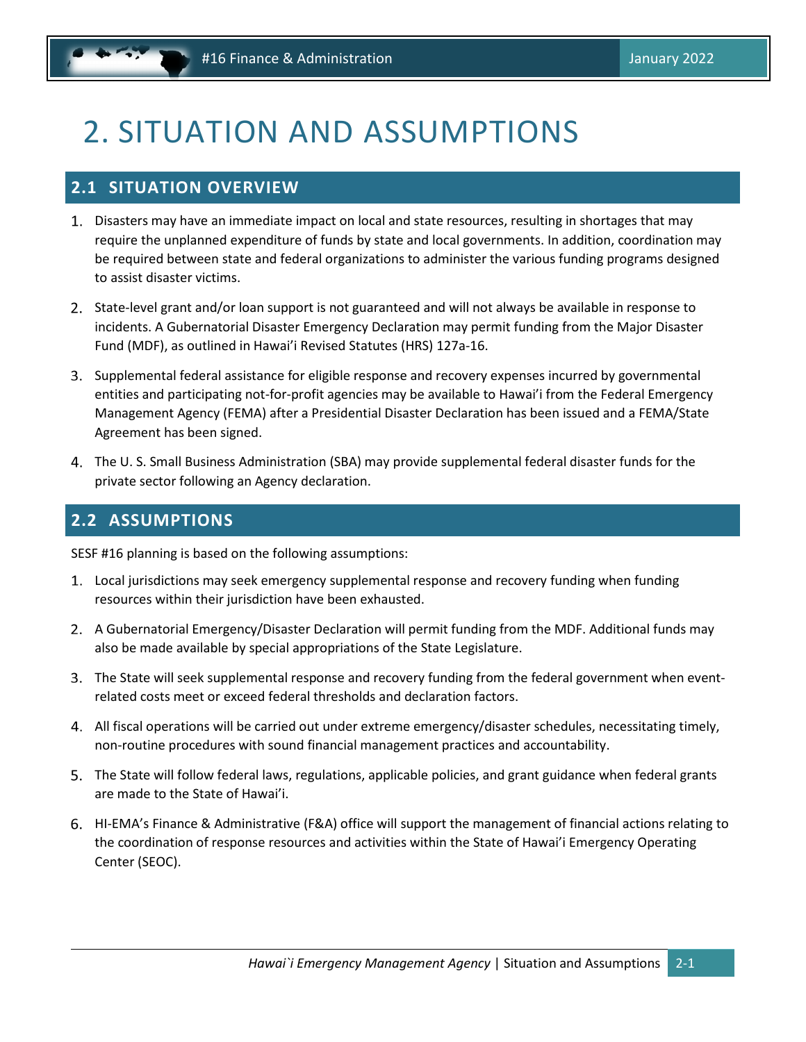# 2. SITUATION AND ASSUMPTIONS

## 2.1 SITUATION OVERVIEW

1. Disasters may have an immediate impact on local and state resources, resulting in shortages that may require the unplanned expenditure of funds by state and local governments. In addition, coordination may be required between state and federal organizations to administer the various funding programs designed to assist disaster victims.
2. State-level grant and/or loan support is not guaranteed and will not always be available in response to incidents. A Gubernatorial Disaster Emergency Declaration may permit funding from the Major Disaster Fund (MDF), as outlined in Hawai'i Revised Statutes (HRS) 127a-16.
3. Supplemental federal assistance for eligible response and recovery expenses incurred by governmental entities and participating not-for-profit agencies may be available to Hawai'i from the Federal Emergency Management Agency (FEMA) after a Presidential Disaster Declaration has been issued and a FEMA/State Agreement has been signed.
4. The U. S. Small Business Administration (SBA) may provide supplemental federal disaster funds for the private sector following an Agency declaration.

## 2.2 ASSUMPTIONS

SESF #16 planning is based on the following assumptions:

1. Local jurisdictions may seek emergency supplemental response and recovery funding when funding resources within their jurisdiction have been exhausted.
2. A Gubernatorial Emergency/Disaster Declaration will permit funding from the MDF. Additional funds may also be made available by special appropriations of the State Legislature.
3. The State will seek supplemental response and recovery funding from the federal government when event-related costs meet or exceed federal thresholds and declaration factors.
4. All fiscal operations will be carried out under extreme emergency/disaster schedules, necessitating timely, non-routine procedures with sound financial management practices and accountability.
5. The State will follow federal laws, regulations, applicable policies, and grant guidance when federal grants are made to the State of Hawai'i.
6. HI-EMA's Finance & Administrative (F&A) office will support the management of financial actions relating to the coordination of response resources and activities within the State of Hawai'i Emergency Operating Center (SEOC).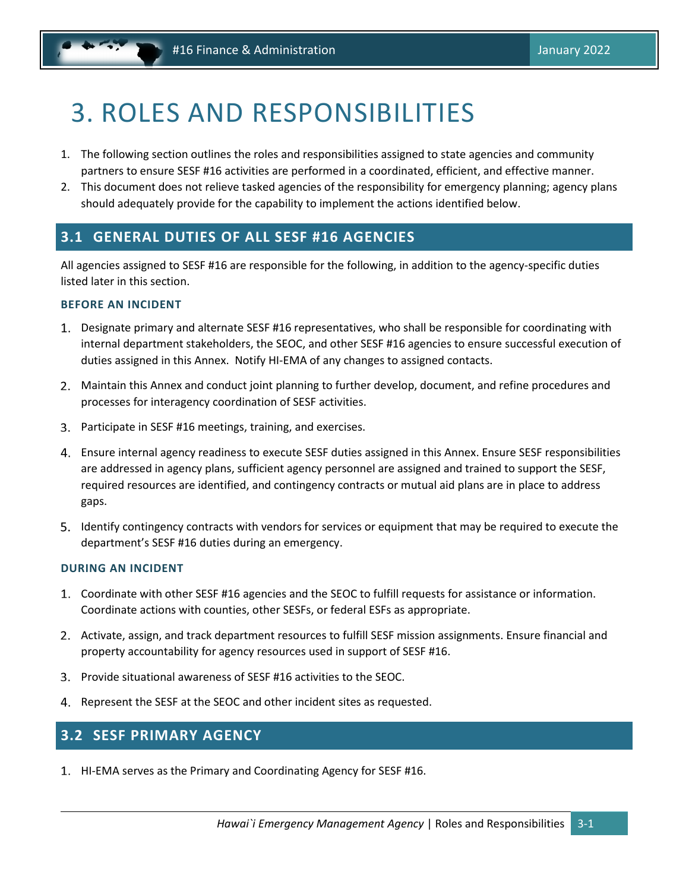# 3. ROLES AND RESPONSIBILITIES

1. The following section outlines the roles and responsibilities assigned to state agencies and community partners to ensure SESF #16 activities are performed in a coordinated, efficient, and effective manner.
2. This document does not relieve tasked agencies of the responsibility for emergency planning; agency plans should adequately provide for the capability to implement the actions identified below.

## 3.1 GENERAL DUTIES OF ALL SESF #16 AGENCIES

All agencies assigned to SESF #16 are responsible for the following, in addition to the agency-specific duties listed later in this section.

### BEFORE AN INCIDENT

1. Designate primary and alternate SESF #16 representatives, who shall be responsible for coordinating with internal department stakeholders, the SEOC, and other SESF #16 agencies to ensure successful execution of duties assigned in this Annex. Notify HI-EMA of any changes to assigned contacts.
2. Maintain this Annex and conduct joint planning to further develop, document, and refine procedures and processes for interagency coordination of SESF activities.
3. Participate in SESF #16 meetings, training, and exercises.
4. Ensure internal agency readiness to execute SESF duties assigned in this Annex. Ensure SESF responsibilities are addressed in agency plans, sufficient agency personnel are assigned and trained to support the SESF, required resources are identified, and contingency contracts or mutual aid plans are in place to address gaps.
5. Identify contingency contracts with vendors for services or equipment that may be required to execute the department's SESF #16 duties during an emergency.

### DURING AN INCIDENT

1. Coordinate with other SESF #16 agencies and the SEOC to fulfill requests for assistance or information. Coordinate actions with counties, other SESFs, or federal ESFs as appropriate.
2. Activate, assign, and track department resources to fulfill SESF mission assignments. Ensure financial and property accountability for agency resources used in support of SESF #16.
3. Provide situational awareness of SESF #16 activities to the SEOC.
4. Represent the SESF at the SEOC and other incident sites as requested.

## 3.2 SESF PRIMARY AGENCY

1. HI-EMA serves as the Primary and Coordinating Agency for SESF #16.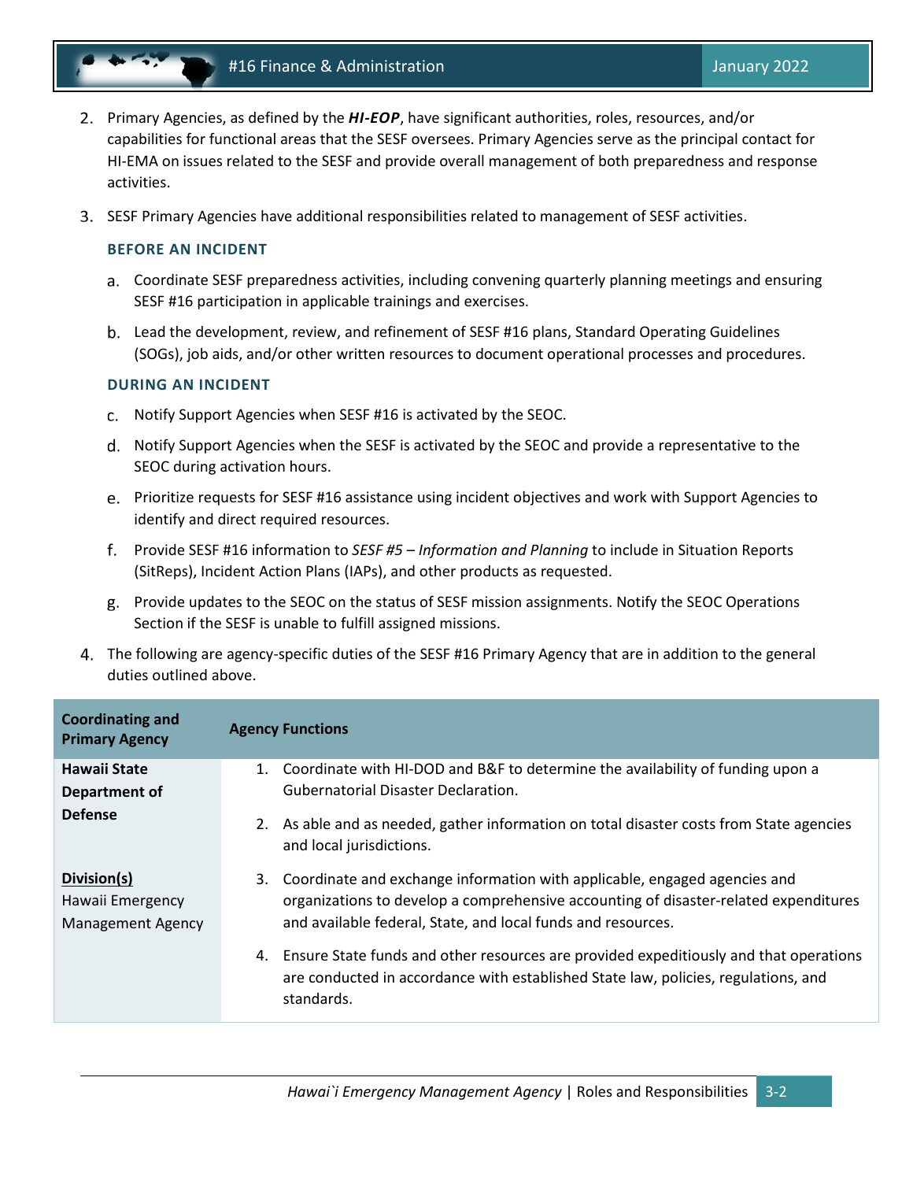2. Primary Agencies, as defined by the ***HI-EOP***, have significant authorities, roles, resources, and/or capabilities for functional areas that the SESF oversees. Primary Agencies serve as the principal contact for HI-EMA on issues related to the SESF and provide overall management of both preparedness and response activities.

3. SESF Primary Agencies have additional responsibilities related to management of SESF activities.

### BEFORE AN INCIDENT

a. Coordinate SESF preparedness activities, including convening quarterly planning meetings and ensuring SESF #16 participation in applicable trainings and exercises.

b. Lead the development, review, and refinement of SESF #16 plans, Standard Operating Guidelines (SOGs), job aids, and/or other written resources to document operational processes and procedures.

### DURING AN INCIDENT

c. Notify Support Agencies when SESF #16 is activated by the SEOC.

d. Notify Support Agencies when the SESF is activated by the SEOC and provide a representative to the SEOC during activation hours.

e. Prioritize requests for SESF #16 assistance using incident objectives and work with Support Agencies to identify and direct required resources.

f. Provide SESF #16 information to *SESF #5 – Information and Planning* to include in Situation Reports (SitReps), Incident Action Plans (IAPs), and other products as requested.

g. Provide updates to the SEOC on the status of SESF mission assignments. Notify the SEOC Operations Section if the SESF is unable to fulfill assigned missions.

4. The following are agency-specific duties of the SESF #16 Primary Agency that are in addition to the general duties outlined above.

| Coordinating and Primary Agency | Agency Functions |
|---|---|
| **Hawaii State Department of Defense**<br><br>**Division(s)**<br>Hawaii Emergency Management Agency | 1. Coordinate with HI-DOD and B&F to determine the availability of funding upon a Gubernatorial Disaster Declaration.<br>2. As able and as needed, gather information on total disaster costs from State agencies and local jurisdictions.<br>3. Coordinate and exchange information with applicable, engaged agencies and organizations to develop a comprehensive accounting of disaster-related expenditures and available federal, State, and local funds and resources.<br>4. Ensure State funds and other resources are provided expeditiously and that operations are conducted in accordance with established State law, policies, regulations, and standards. |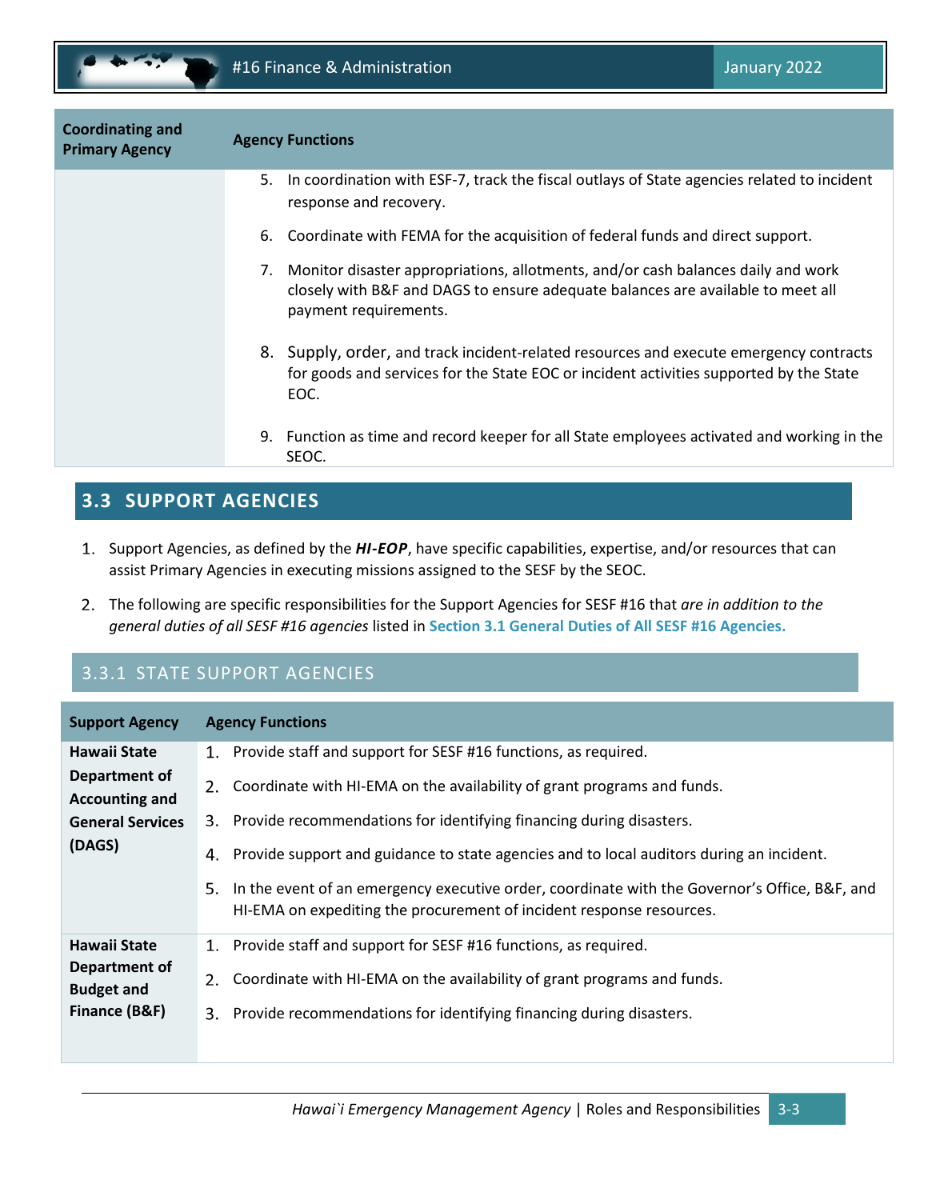| Coordinating and Primary Agency | Agency Functions |
|---|---|
| | 5. In coordination with ESF-7, track the fiscal outlays of State agencies related to incident response and recovery.<br>6. Coordinate with FEMA for the acquisition of federal funds and direct support.<br>7. Monitor disaster appropriations, allotments, and/or cash balances daily and work closely with B&F and DAGS to ensure adequate balances are available to meet all payment requirements.<br>8. Supply, order, and track incident-related resources and execute emergency contracts for goods and services for the State EOC or incident activities supported by the State EOC.<br>9. Function as time and record keeper for all State employees activated and working in the SEOC. |

## 3.3 SUPPORT AGENCIES

1. Support Agencies, as defined by the ***HI-EOP***, have specific capabilities, expertise, and/or resources that can assist Primary Agencies in executing missions assigned to the SESF by the SEOC.
2. The following are specific responsibilities for the Support Agencies for SESF #16 that *are in addition to the general duties of all SESF #16 agencies* listed in **Section 3.1 General Duties of All SESF #16 Agencies.**

### 3.3.1 STATE SUPPORT AGENCIES

| Support Agency | Agency Functions |
|---|---|
| **Hawaii State Department of Accounting and General Services (DAGS)** | 1. Provide staff and support for SESF #16 functions, as required.<br>2. Coordinate with HI-EMA on the availability of grant programs and funds.<br>3. Provide recommendations for identifying financing during disasters.<br>4. Provide support and guidance to state agencies and to local auditors during an incident.<br>5. In the event of an emergency executive order, coordinate with the Governor's Office, B&F, and HI-EMA on expediting the procurement of incident response resources. |
| **Hawaii State Department of Budget and Finance (B&F)** | 1. Provide staff and support for SESF #16 functions, as required.<br>2. Coordinate with HI-EMA on the availability of grant programs and funds.<br>3. Provide recommendations for identifying financing during disasters. |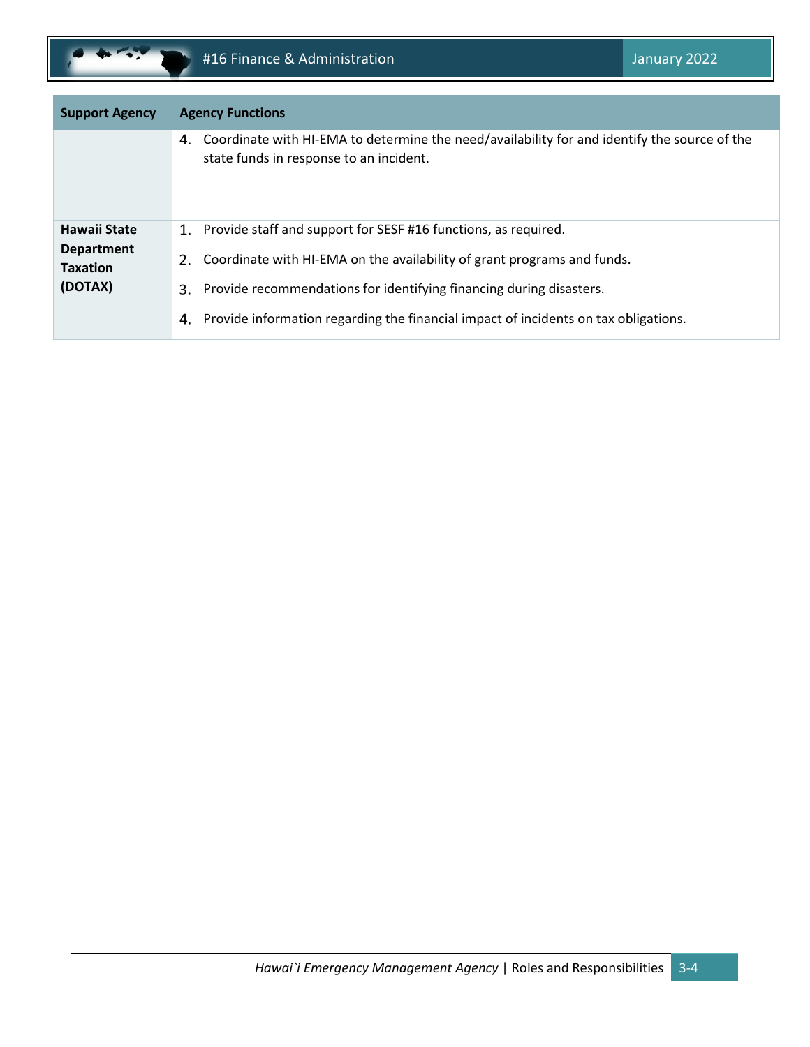| Support Agency | Agency Functions |
|---|---|
| | 4. Coordinate with HI-EMA to determine the need/availability for and identify the source of the state funds in response to an incident. |
| **Hawaii State Department Taxation (DOTAX)** | 1. Provide staff and support for SESF #16 functions, as required.<br>2. Coordinate with HI-EMA on the availability of grant programs and funds.<br>3. Provide recommendations for identifying financing during disasters.<br>4. Provide information regarding the financial impact of incidents on tax obligations. |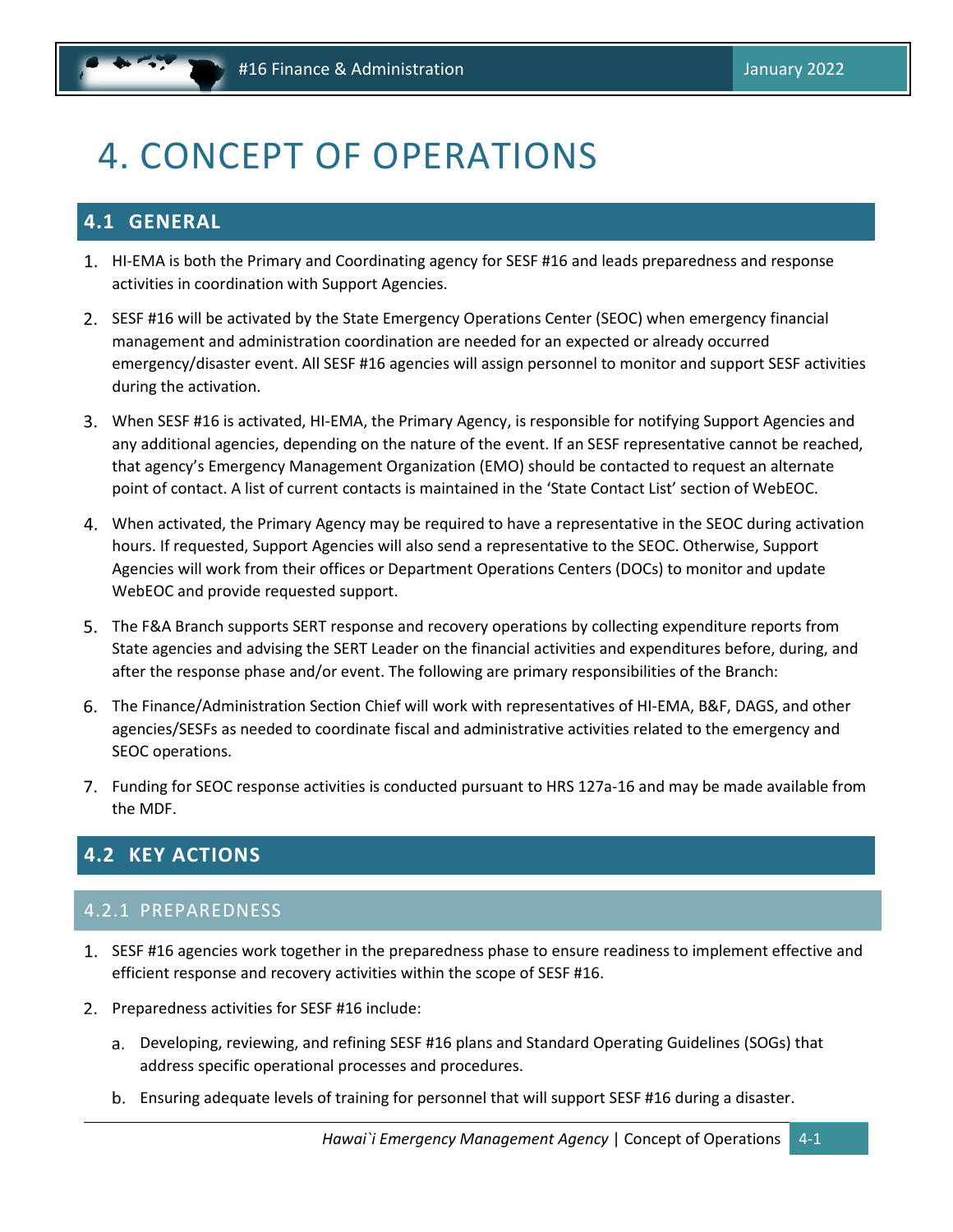# 4. CONCEPT OF OPERATIONS

## 4.1 GENERAL

1. HI-EMA is both the Primary and Coordinating agency for SESF #16 and leads preparedness and response activities in coordination with Support Agencies.
2. SESF #16 will be activated by the State Emergency Operations Center (SEOC) when emergency financial management and administration coordination are needed for an expected or already occurred emergency/disaster event. All SESF #16 agencies will assign personnel to monitor and support SESF activities during the activation.
3. When SESF #16 is activated, HI-EMA, the Primary Agency, is responsible for notifying Support Agencies and any additional agencies, depending on the nature of the event. If an SESF representative cannot be reached, that agency's Emergency Management Organization (EMO) should be contacted to request an alternate point of contact. A list of current contacts is maintained in the 'State Contact List' section of WebEOC.
4. When activated, the Primary Agency may be required to have a representative in the SEOC during activation hours. If requested, Support Agencies will also send a representative to the SEOC. Otherwise, Support Agencies will work from their offices or Department Operations Centers (DOCs) to monitor and update WebEOC and provide requested support.
5. The F&A Branch supports SERT response and recovery operations by collecting expenditure reports from State agencies and advising the SERT Leader on the financial activities and expenditures before, during, and after the response phase and/or event. The following are primary responsibilities of the Branch:
6. The Finance/Administration Section Chief will work with representatives of HI-EMA, B&F, DAGS, and other agencies/SESFs as needed to coordinate fiscal and administrative activities related to the emergency and SEOC operations.
7. Funding for SEOC response activities is conducted pursuant to HRS 127a-16 and may be made available from the MDF.

## 4.2 KEY ACTIONS

### 4.2.1 PREPAREDNESS

1. SESF #16 agencies work together in the preparedness phase to ensure readiness to implement effective and efficient response and recovery activities within the scope of SESF #16.
2. Preparedness activities for SESF #16 include:
   a. Developing, reviewing, and refining SESF #16 plans and Standard Operating Guidelines (SOGs) that address specific operational processes and procedures.
   b. Ensuring adequate levels of training for personnel that will support SESF #16 during a disaster.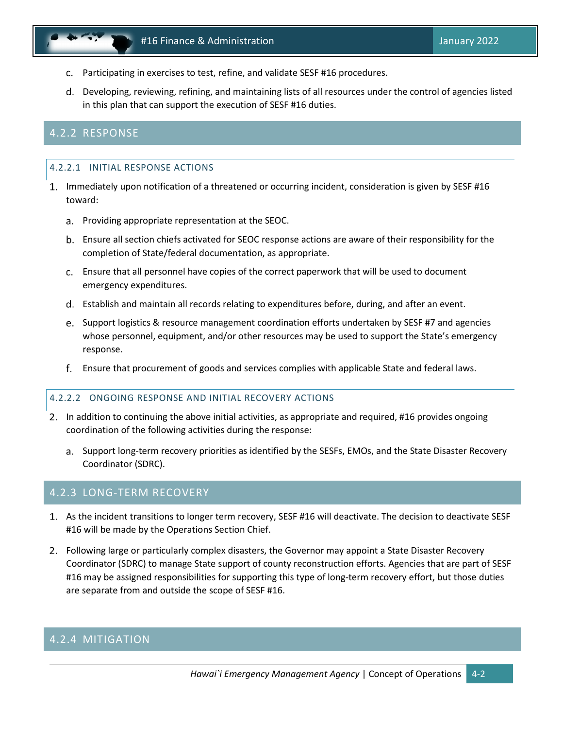c. Participating in exercises to test, refine, and validate SESF #16 procedures.

d. Developing, reviewing, refining, and maintaining lists of all resources under the control of agencies listed in this plan that can support the execution of SESF #16 duties.

## 4.2.2 RESPONSE

### 4.2.2.1 INITIAL RESPONSE ACTIONS

1. Immediately upon notification of a threatened or occurring incident, consideration is given by SESF #16 toward:

   a. Providing appropriate representation at the SEOC.

   b. Ensure all section chiefs activated for SEOC response actions are aware of their responsibility for the completion of State/federal documentation, as appropriate.

   c. Ensure that all personnel have copies of the correct paperwork that will be used to document emergency expenditures.

   d. Establish and maintain all records relating to expenditures before, during, and after an event.

   e. Support logistics & resource management coordination efforts undertaken by SESF #7 and agencies whose personnel, equipment, and/or other resources may be used to support the State's emergency response.

   f. Ensure that procurement of goods and services complies with applicable State and federal laws.

### 4.2.2.2 ONGOING RESPONSE AND INITIAL RECOVERY ACTIONS

2. In addition to continuing the above initial activities, as appropriate and required, #16 provides ongoing coordination of the following activities during the response:

   a. Support long-term recovery priorities as identified by the SESFs, EMOs, and the State Disaster Recovery Coordinator (SDRC).

## 4.2.3 LONG-TERM RECOVERY

1. As the incident transitions to longer term recovery, SESF #16 will deactivate. The decision to deactivate SESF #16 will be made by the Operations Section Chief.

2. Following large or particularly complex disasters, the Governor may appoint a State Disaster Recovery Coordinator (SDRC) to manage State support of county reconstruction efforts. Agencies that are part of SESF #16 may be assigned responsibilities for supporting this type of long-term recovery effort, but those duties are separate from and outside the scope of SESF #16.

## 4.2.4 MITIGATION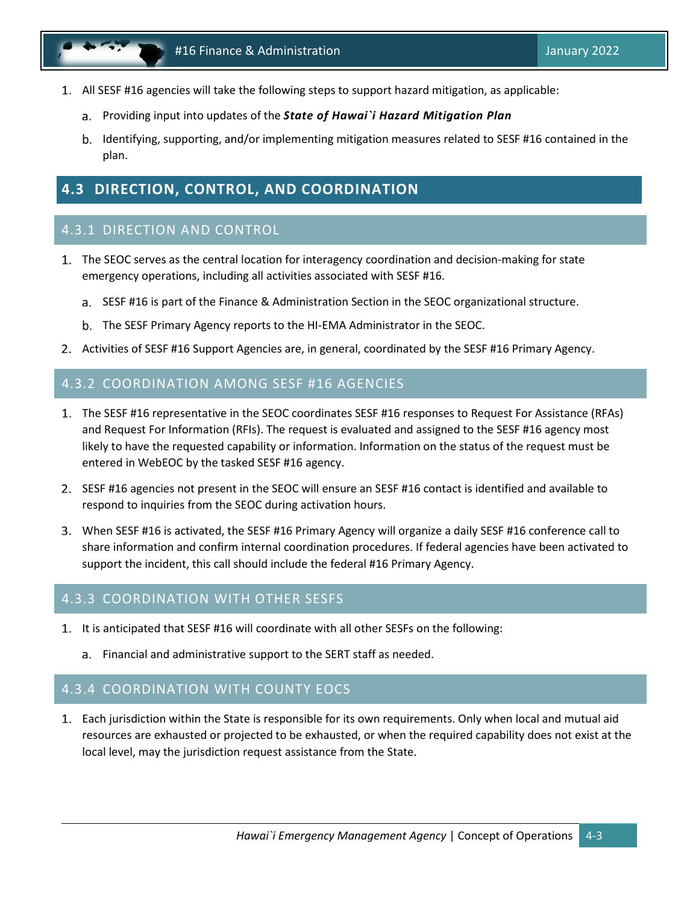1. All SESF #16 agencies will take the following steps to support hazard mitigation, as applicable:
   a. Providing input into updates of the ***State of Hawai`i Hazard Mitigation Plan***
   b. Identifying, supporting, and/or implementing mitigation measures related to SESF #16 contained in the plan.

## 4.3 DIRECTION, CONTROL, AND COORDINATION

### 4.3.1 DIRECTION AND CONTROL

1. The SEOC serves as the central location for interagency coordination and decision-making for state emergency operations, including all activities associated with SESF #16.
   a. SESF #16 is part of the Finance & Administration Section in the SEOC organizational structure.
   b. The SESF Primary Agency reports to the HI-EMA Administrator in the SEOC.
2. Activities of SESF #16 Support Agencies are, in general, coordinated by the SESF #16 Primary Agency.

### 4.3.2 COORDINATION AMONG SESF #16 AGENCIES

1. The SESF #16 representative in the SEOC coordinates SESF #16 responses to Request For Assistance (RFAs) and Request For Information (RFIs). The request is evaluated and assigned to the SESF #16 agency most likely to have the requested capability or information. Information on the status of the request must be entered in WebEOC by the tasked SESF #16 agency.
2. SESF #16 agencies not present in the SEOC will ensure an SESF #16 contact is identified and available to respond to inquiries from the SEOC during activation hours.
3. When SESF #16 is activated, the SESF #16 Primary Agency will organize a daily SESF #16 conference call to share information and confirm internal coordination procedures. If federal agencies have been activated to support the incident, this call should include the federal #16 Primary Agency.

### 4.3.3 COORDINATION WITH OTHER SESFS

1. It is anticipated that SESF #16 will coordinate with all other SESFs on the following:
   a. Financial and administrative support to the SERT staff as needed.

### 4.3.4 COORDINATION WITH COUNTY EOCS

1. Each jurisdiction within the State is responsible for its own requirements. Only when local and mutual aid resources are exhausted or projected to be exhausted, or when the required capability does not exist at the local level, may the jurisdiction request assistance from the State.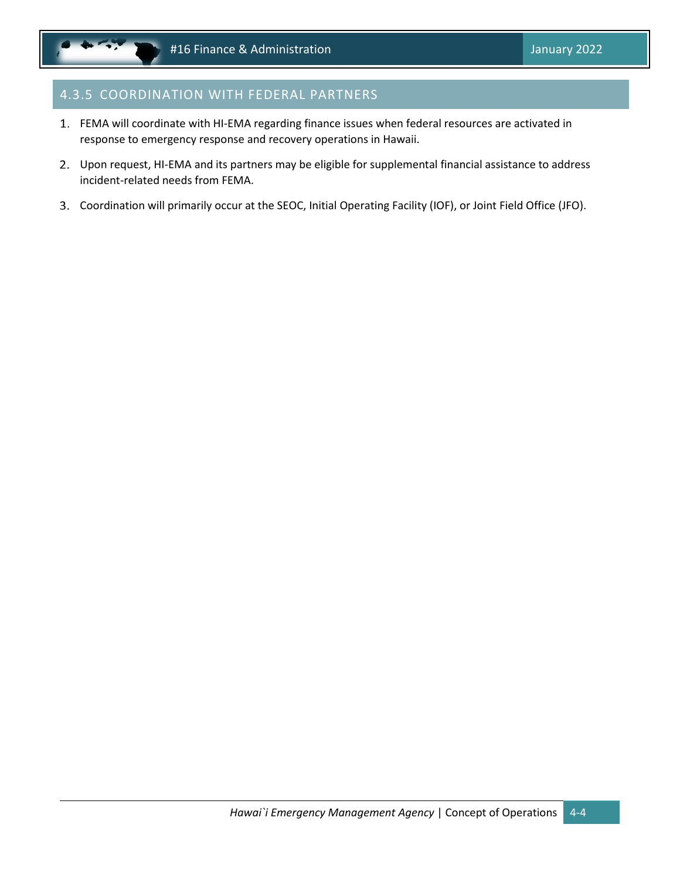### 4.3.5 COORDINATION WITH FEDERAL PARTNERS

1. FEMA will coordinate with HI-EMA regarding finance issues when federal resources are activated in response to emergency response and recovery operations in Hawaii.
2. Upon request, HI-EMA and its partners may be eligible for supplemental financial assistance to address incident-related needs from FEMA.
3. Coordination will primarily occur at the SEOC, Initial Operating Facility (IOF), or Joint Field Office (JFO).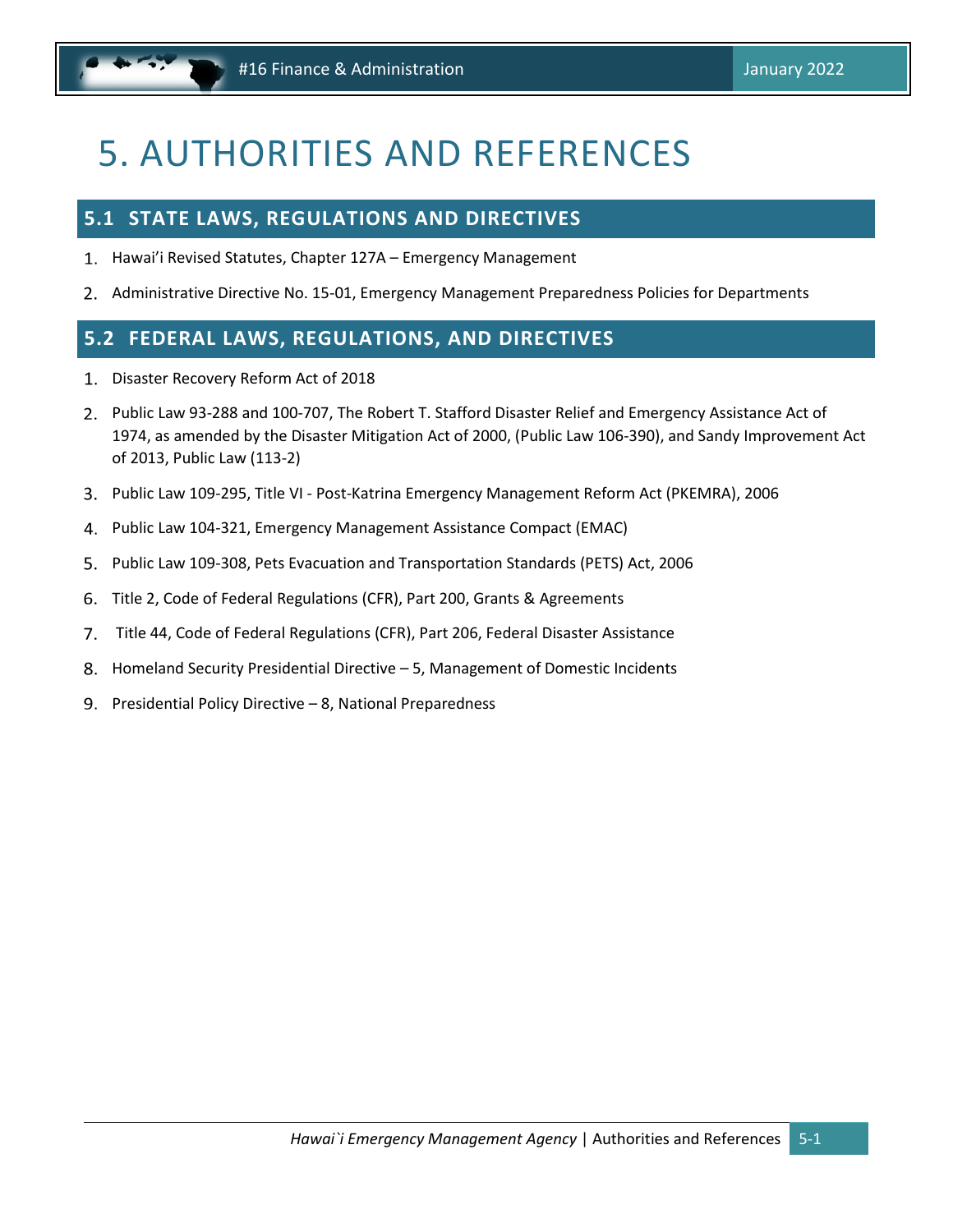# 5. AUTHORITIES AND REFERENCES

## 5.1 STATE LAWS, REGULATIONS AND DIRECTIVES

1. Hawai'i Revised Statutes, Chapter 127A – Emergency Management
2. Administrative Directive No. 15-01, Emergency Management Preparedness Policies for Departments

## 5.2 FEDERAL LAWS, REGULATIONS, AND DIRECTIVES

1. Disaster Recovery Reform Act of 2018
2. Public Law 93-288 and 100-707, The Robert T. Stafford Disaster Relief and Emergency Assistance Act of 1974, as amended by the Disaster Mitigation Act of 2000, (Public Law 106-390), and Sandy Improvement Act of 2013, Public Law (113-2)
3. Public Law 109-295, Title VI - Post-Katrina Emergency Management Reform Act (PKEMRA), 2006
4. Public Law 104-321, Emergency Management Assistance Compact (EMAC)
5. Public Law 109-308, Pets Evacuation and Transportation Standards (PETS) Act, 2006
6. Title 2, Code of Federal Regulations (CFR), Part 200, Grants & Agreements
7. Title 44, Code of Federal Regulations (CFR), Part 206, Federal Disaster Assistance
8. Homeland Security Presidential Directive – 5, Management of Domestic Incidents
9. Presidential Policy Directive – 8, National Preparedness